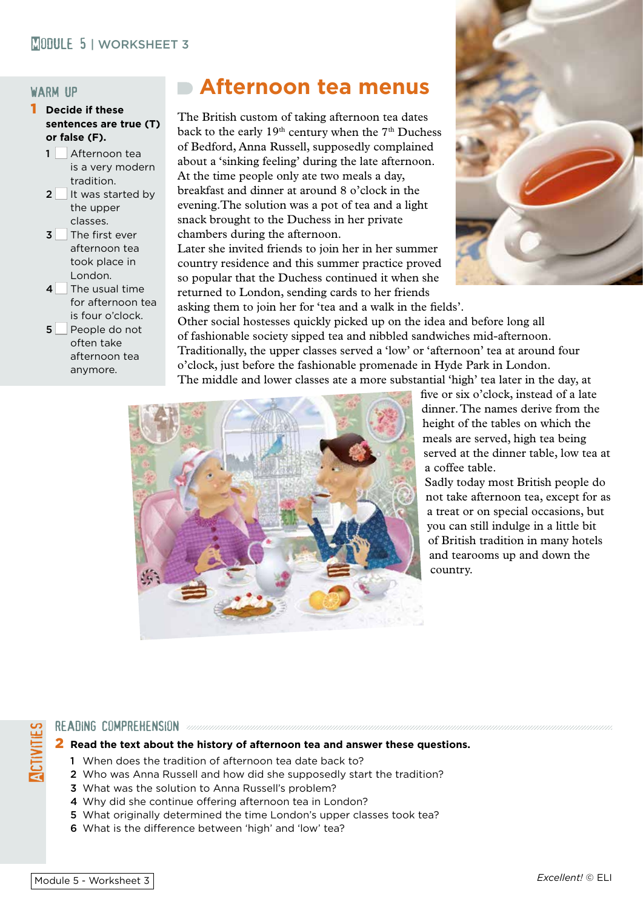## WARM UP

**1 Decide if these sentences are true (T) or false (F).**

1. ☐ Afternoon tea is a very modern tradition.
2. ☐ It was started by the upper classes.
3. ☐ The first ever afternoon tea took place in London.
4. ☐ The usual time for afternoon tea is four o'clock.
5. ☐ People do not often take afternoon tea anymore.

# Afternoon tea menus

The British custom of taking afternoon tea dates back to the early 19th century when the 7th Duchess of Bedford, Anna Russell, supposedly complained about a 'sinking feeling' during the late afternoon. At the time people only ate two meals a day, breakfast and dinner at around 8 o'clock in the evening. The solution was a pot of tea and a light snack brought to the Duchess in her private chambers during the afternoon.

Later she invited friends to join her in her summer country residence and this summer practice proved so popular that the Duchess continued it when she returned to London, sending cards to her friends asking them to join her for 'tea and a walk in the fields'.

Other social hostesses quickly picked up on the idea and before long all of fashionable society sipped tea and nibbled sandwiches mid-afternoon.

Traditionally, the upper classes served a 'low' or 'afternoon' tea at around four o'clock, just before the fashionable promenade in Hyde Park in London.

The middle and lower classes ate a more substantial 'high' tea later in the day, at five or six o'clock, instead of a late dinner. The names derive from the height of the tables on which the meals are served, high tea being served at the dinner table, low tea at a coffee table.

Sadly today most British people do not take afternoon tea, except for as a treat or on special occasions, but you can still indulge in a little bit of British tradition in many hotels and tearooms up and down the country.

## READING COMPREHENSION

**2 Read the text about the history of afternoon tea and answer these questions.**

1. When does the tradition of afternoon tea date back to?
2. Who was Anna Russell and how did she supposedly start the tradition?
3. What was the solution to Anna Russell's problem?
4. Why did she continue offering afternoon tea in London?
5. What originally determined the time London's upper classes took tea?
6. What is the difference between 'high' and 'low' tea?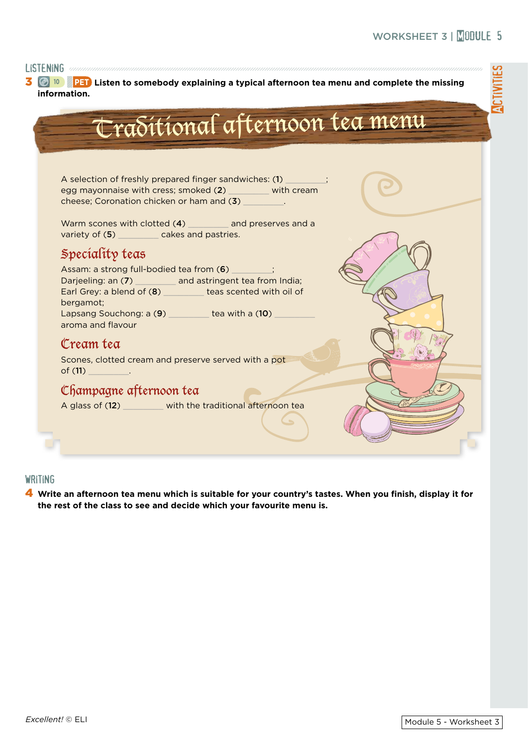## LISTENING

**3** 10 PET **Listen to somebody explaining a typical afternoon tea menu and complete the missing information.**

# Traditional afternoon tea menu

A selection of freshly prepared finger sandwiches: (**1**) ________; egg mayonnaise with cress; smoked (**2**) ________ with cream cheese; Coronation chicken or ham and (**3**) ________.

Warm scones with clotted (**4**) ________ and preserves and a variety of (**5**) ________ cakes and pastries.

## Speciality teas

Assam: a strong full-bodied tea from (**6**) ________;
Darjeeling: an (**7**) ________ and astringent tea from India;
Earl Grey: a blend of (**8**) ________ teas scented with oil of bergamot;
Lapsang Souchong: a (**9**) ________ tea with a (**10**) ________ aroma and flavour

## Cream tea

Scones, clotted cream and preserve served with a pot of (**11**) ________.

## Champagne afternoon tea

A glass of (**12**) ________ with the traditional afternoon tea

## WRITING

**4** **Write an afternoon tea menu which is suitable for your country's tastes. When you finish, display it for the rest of the class to see and decide which your favourite menu is.**